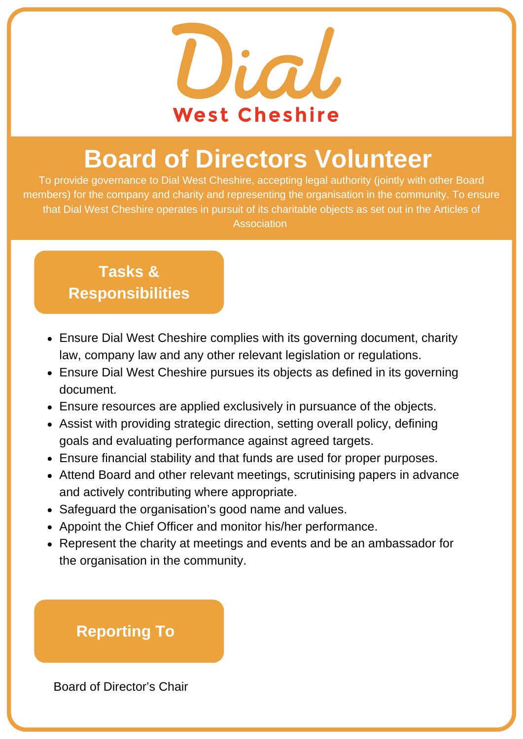# Dial

## West Cheshire

# Board of Directors Volunteer

To provide governance to Dial West Cheshire, accepting legal authority (jointly with other Board members) for the company and charity and representing the organisation in the community. To ensure that Dial West Cheshire operates in pursuit of its charitable objects as set out in the Articles of Association

## Tasks & Responsibilities

- Ensure Dial West Cheshire complies with its governing document, charity law, company law and any other relevant legislation or regulations.
- Ensure Dial West Cheshire pursues its objects as defined in its governing document.
- Ensure resources are applied exclusively in pursuance of the objects.
- Assist with providing strategic direction, setting overall policy, defining goals and evaluating performance against agreed targets.
- Ensure financial stability and that funds are used for proper purposes.
- Attend Board and other relevant meetings, scrutinising papers in advance and actively contributing where appropriate.
- Safeguard the organisation's good name and values.
- Appoint the Chief Officer and monitor his/her performance.
- Represent the charity at meetings and events and be an ambassador for the organisation in the community.

## Reporting To

Board of Director's Chair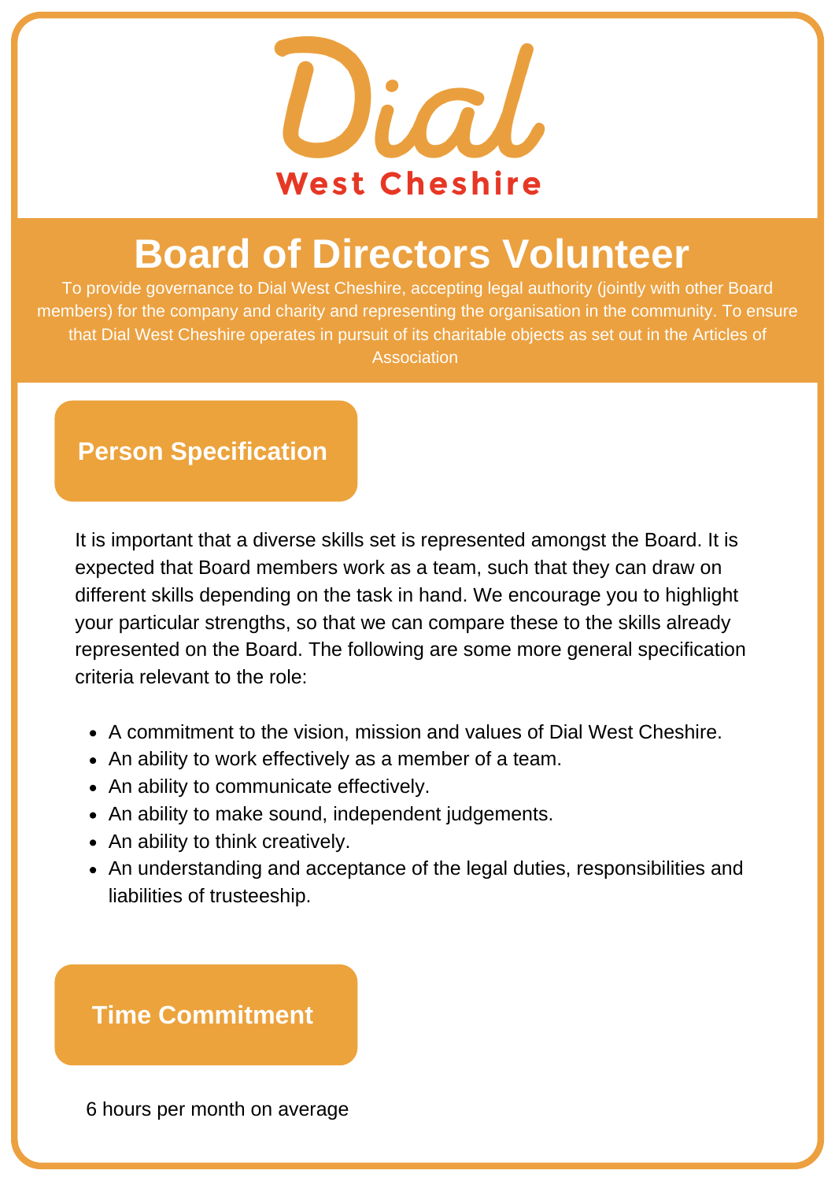Dial

West Cheshire

# Board of Directors Volunteer

To provide governance to Dial West Cheshire, accepting legal authority (jointly with other Board members) for the company and charity and representing the organisation in the community. To ensure that Dial West Cheshire operates in pursuit of its charitable objects as set out in the Articles of Association

## Person Specification

It is important that a diverse skills set is represented amongst the Board. It is expected that Board members work as a team, such that they can draw on different skills depending on the task in hand. We encourage you to highlight your particular strengths, so that we can compare these to the skills already represented on the Board. The following are some more general specification criteria relevant to the role:

- A commitment to the vision, mission and values of Dial West Cheshire.
- An ability to work effectively as a member of a team.
- An ability to communicate effectively.
- An ability to make sound, independent judgements.
- An ability to think creatively.
- An understanding and acceptance of the legal duties, responsibilities and liabilities of trusteeship.

## Time Commitment

6 hours per month on average